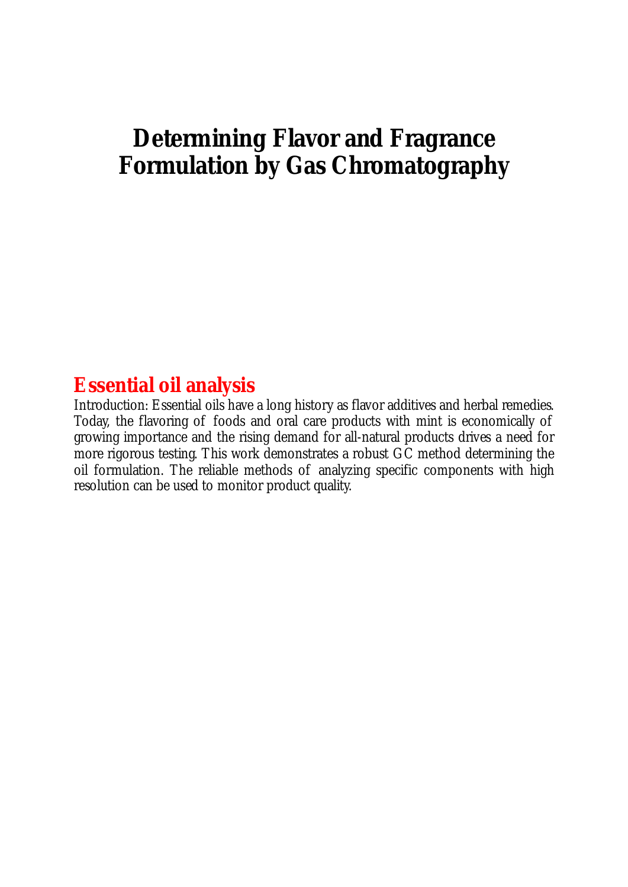# Determining Flavor and Fragrance Formulation by Gas Chromatography

## Essential oil analysis

Introduction: Essential oils have a long history as flavor additives and herbal remedies. Today, the flavoring of foods and oral care products with mint is economically of growing importance and the rising demand for all-natural products drives a need for more rigorous testing. This work demonstrates a robust GC method determining the oil formulation. The reliable methods of analyzing specific components with high resolution can be used to monitor product quality.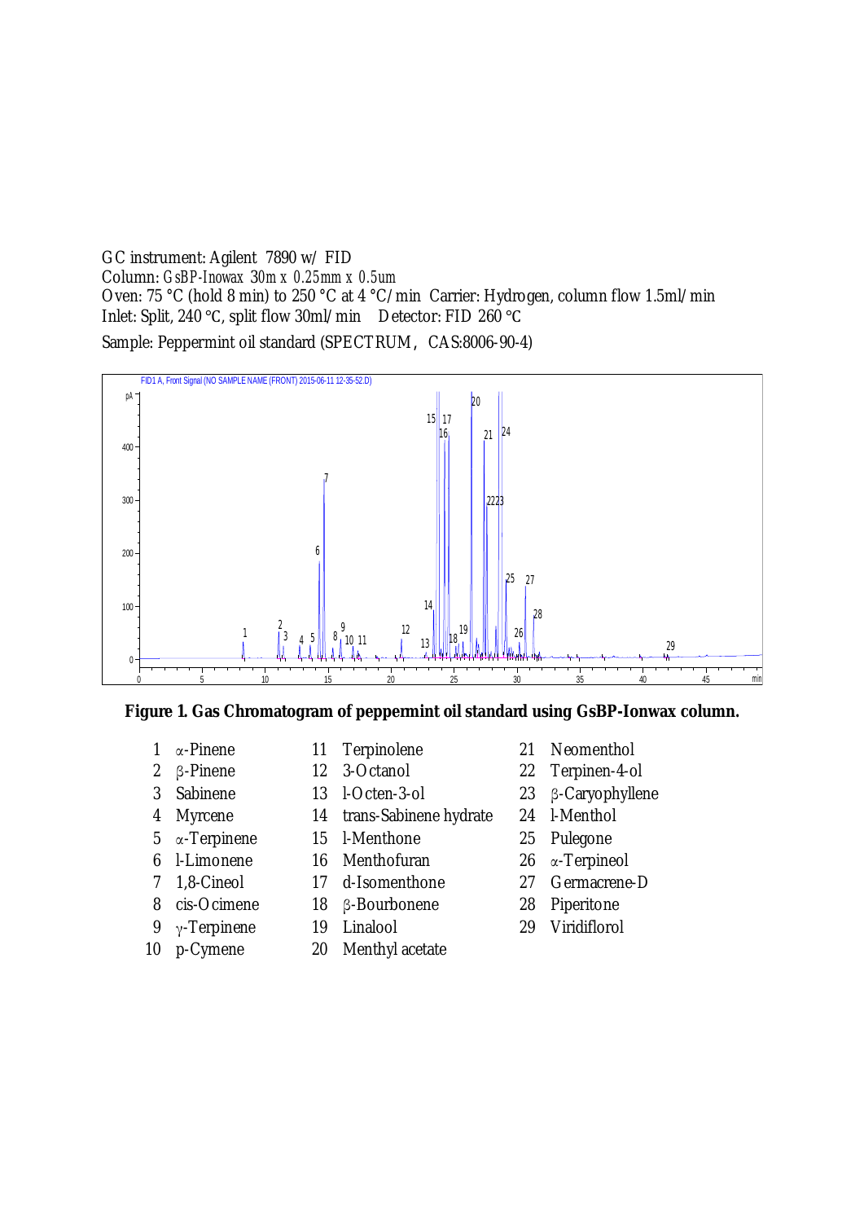GC instrument: Agilent 7890 w/ FID
Column: *GsBP-Inowax 30m x 0.25mm x 0.5um*
Oven: 75 °C (hold 8 min) to 250 °C at 4 °C/min Carrier: Hydrogen, column flow 1.5ml/min
Inlet: Split, 240 °C, split flow 30ml/min Detector: FID 260 °C

Sample: Peppermint oil standard (SPECTRUM, CAS:8006-90-4)

**Figure 1. Gas Chromatogram of peppermint oil standard using GsBP-Ionwax column.**

| | | | | | |
|---|---|---|---|---|---|
| 1 | α-Pinene | 11 | Terpinolene | 21 | Neomenthol |
| 2 | β-Pinene | 12 | 3-Octanol | 22 | Terpinen-4-ol |
| 3 | Sabinene | 13 | l-Octen-3-ol | 23 | β-Caryophyllene |
| 4 | Myrcene | 14 | trans-Sabinene hydrate | 24 | l-Menthol |
| 5 | α-Terpinene | 15 | l-Menthone | 25 | Pulegone |
| 6 | l-Limonene | 16 | Menthofuran | 26 | α-Terpineol |
| 7 | 1,8-Cineol | 17 | d-Isomenthone | 27 | Germacrene-D |
| 8 | cis-Ocimene | 18 | β-Bourbonene | 28 | Piperitone |
| 9 | γ-Terpinene | 19 | Linalool | 29 | Viridiflorol |
| 10 | p-Cymene | 20 | Menthyl acetate | | |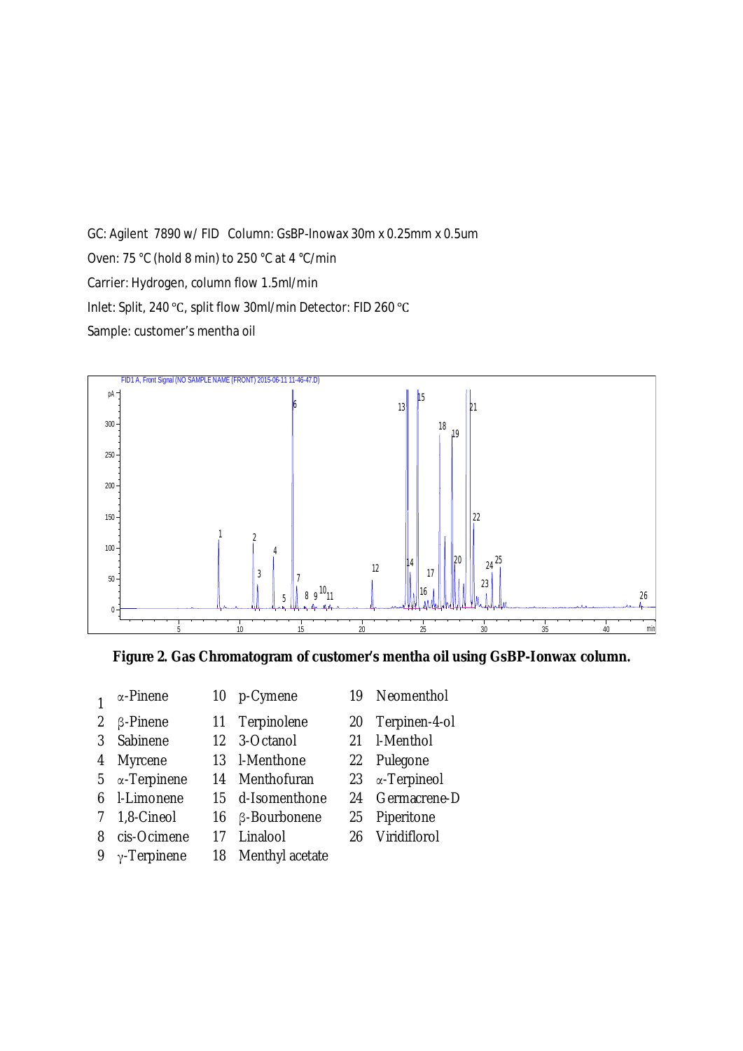GC: Agilent 7890 w/ FID Column: GsBP-Inowax 30m x 0.25mm x 0.5um

Oven: 75 °C (hold 8 min) to 250 °C at 4 °C/min

Carrier: Hydrogen, column flow 1.5ml/min

Inlet: Split, 240 °C, split flow 30ml/min Detector: FID 260 °C

Sample: customer's mentha oil

**Figure 2. Gas Chromatogram of customer's mentha oil using GsBP-Ionwax column.**

| | | | | | |
|---|---|---|---|---|---|
| 1 | α-Pinene | 10 | p-Cymene | 19 | Neomenthol |
| 2 | β-Pinene | 11 | Terpinolene | 20 | Terpinen-4-ol |
| 3 | Sabinene | 12 | 3-Octanol | 21 | l-Menthol |
| 4 | Myrcene | 13 | l-Menthone | 22 | Pulegone |
| 5 | α-Terpinene | 14 | Menthofuran | 23 | α-Terpineol |
| 6 | l-Limonene | 15 | d-Isomenthone | 24 | Germacrene-D |
| 7 | 1,8-Cineol | 16 | β-Bourbonene | 25 | Piperitone |
| 8 | cis-Ocimene | 17 | Linalool | 26 | Viridiflorol |
| 9 | γ-Terpinene | 18 | Menthyl acetate | | |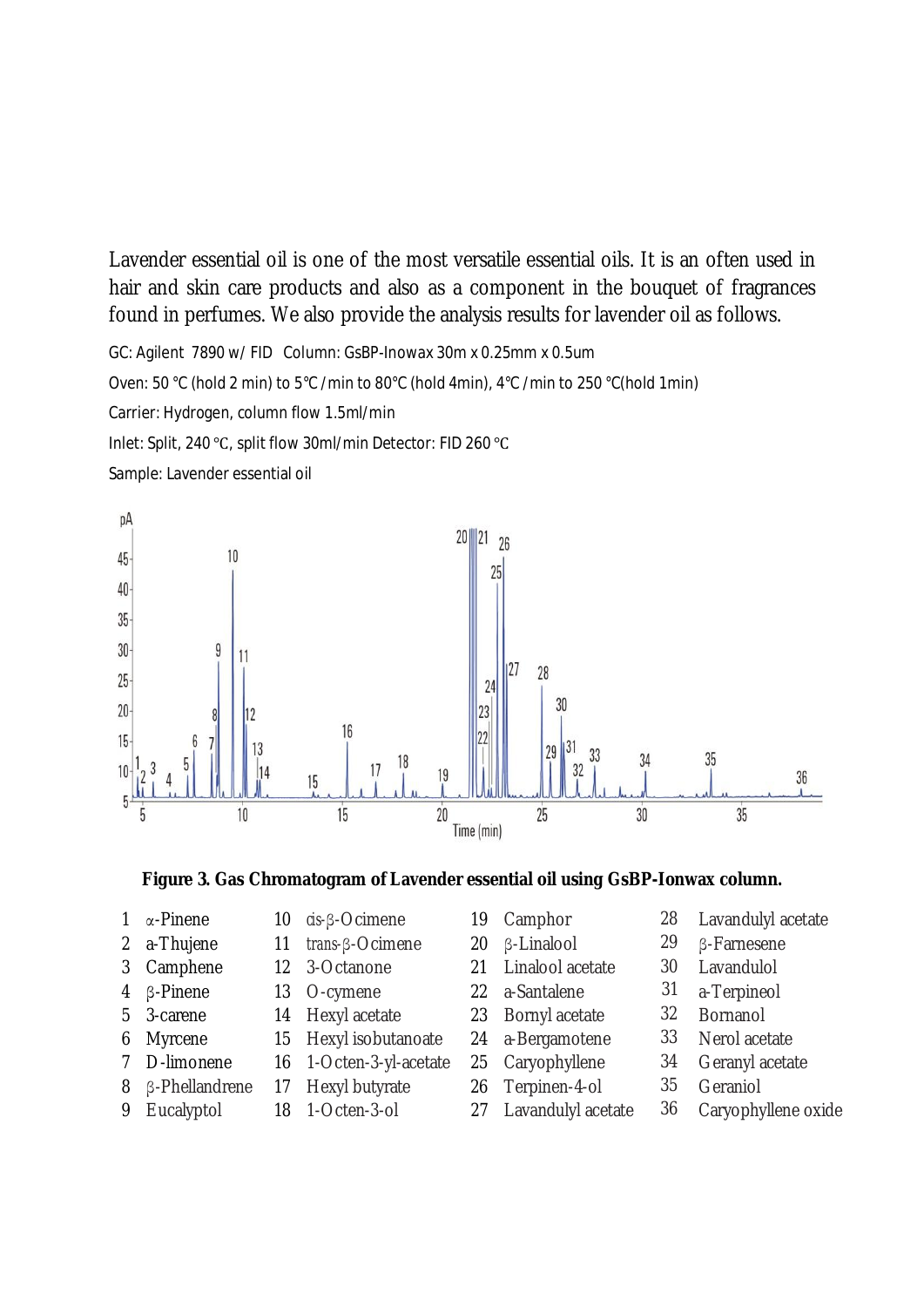Lavender essential oil is one of the most versatile essential oils. It is an often used in hair and skin care products and also as a component in the bouquet of fragrances found in perfumes. We also provide the analysis results for lavender oil as follows.

GC: Agilent 7890 w/ FID Column: GsBP-Inowax 30m x 0.25mm x 0.5um

Oven: 50 °C (hold 2 min) to 5°C /min to 80°C (hold 4min), 4°C /min to 250 °C(hold 1min)

Carrier: Hydrogen, column flow 1.5ml/min

Inlet: Split, 240 °C, split flow 30ml/min Detector: FID 260 °C

Sample: Lavender essential oil

**Figure 3. Gas Chromatogram of Lavender essential oil using GsBP-Ionwax column.**

| | | | | | | | |
|---|---|---|---|---|---|---|---|
| 1 | α-Pinene | 10 | cis-β-Ocimene | 19 | Camphor | 28 | Lavandulyl acetate |
| 2 | a-Thujene | 11 | trans-β-Ocimene | 20 | β-Linalool | 29 | β-Farnesene |
| 3 | Camphene | 12 | 3-Octanone | 21 | Linalool acetate | 30 | Lavandulol |
| 4 | β-Pinene | 13 | O-cymene | 22 | a-Santalene | 31 | a-Terpineol |
| 5 | 3-carene | 14 | Hexyl acetate | 23 | Bornyl acetate | 32 | Bornanol |
| 6 | Myrcene | 15 | Hexyl isobutanoate | 24 | a-Bergamotene | 33 | Nerol acetate |
| 7 | D-limonene | 16 | 1-Octen-3-yl-acetate | 25 | Caryophyllene | 34 | Geranyl acetate |
| 8 | β-Phellandrene | 17 | Hexyl butyrate | 26 | Terpinen-4-ol | 35 | Geraniol |
| 9 | Eucalyptol | 18 | 1-Octen-3-ol | 27 | Lavandulyl acetate | 36 | Caryophyllene oxide |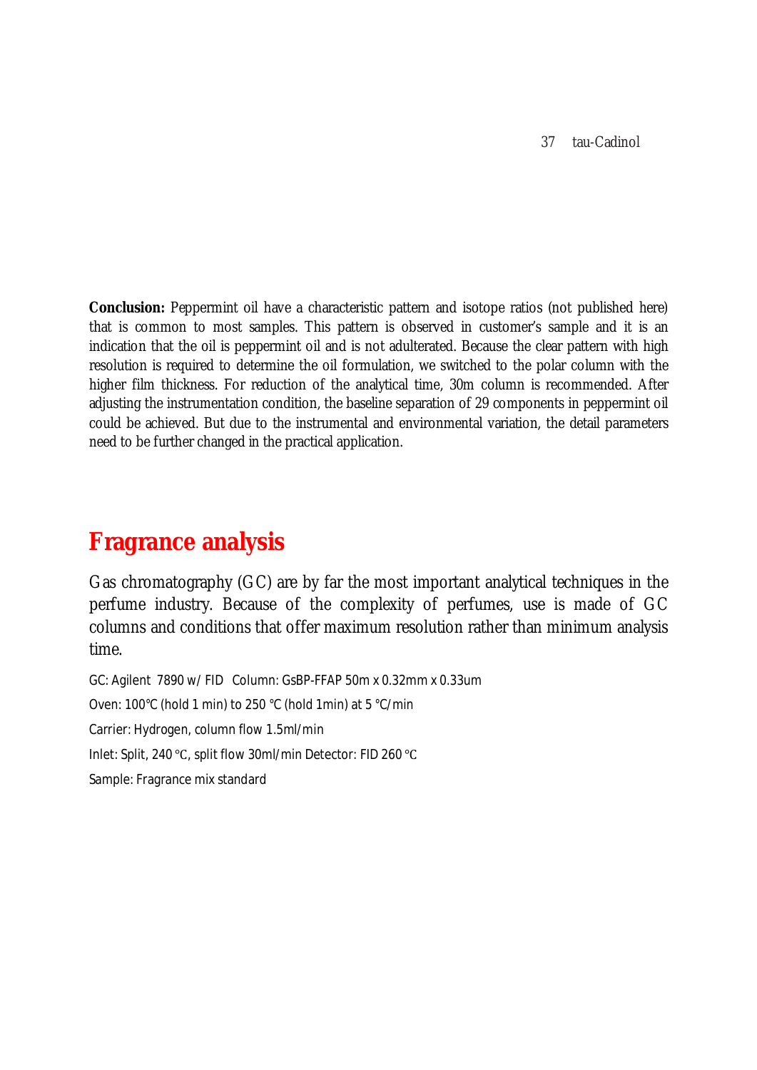37 tau-Cadinol

**Conclusion:** Peppermint oil have a characteristic pattern and isotope ratios (not published here) that is common to most samples. This pattern is observed in customer's sample and it is an indication that the oil is peppermint oil and is not adulterated. Because the clear pattern with high resolution is required to determine the oil formulation, we switched to the polar column with the higher film thickness. For reduction of the analytical time, 30m column is recommended. After adjusting the instrumentation condition, the baseline separation of 29 components in peppermint oil could be achieved. But due to the instrumental and environmental variation, the detail parameters need to be further changed in the practical application.

# Fragrance analysis

Gas chromatography (GC) are by far the most important analytical techniques in the perfume industry. Because of the complexity of perfumes, use is made of GC columns and conditions that offer maximum resolution rather than minimum analysis time.

GC: Agilent 7890 w/ FID Column: GsBP-FFAP 50m x 0.32mm x 0.33um

Oven: 100℃ (hold 1 min) to 250 °C (hold 1min) at 5 °C/min

Carrier: Hydrogen, column flow 1.5ml/min

Inlet: Split, 240 ℃, split flow 30ml/min Detector: FID 260 ℃

Sample: Fragrance mix standard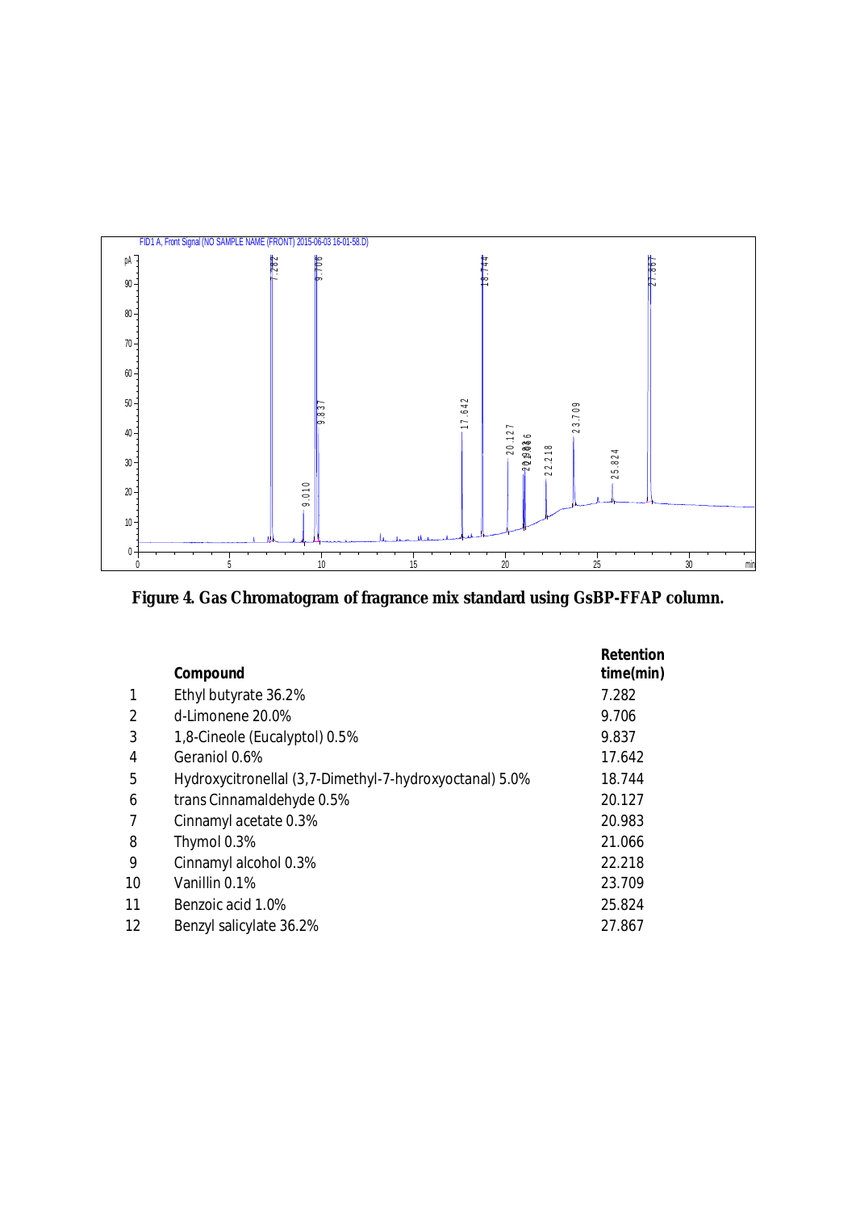Figure 4. Gas Chromatogram of fragrance mix standard using GsBP-FFAP column.

| | Compound | Retention time(min) |
|---|---|---|
| 1 | Ethyl butyrate 36.2% | 7.282 |
| 2 | d-Limonene 20.0% | 9.706 |
| 3 | 1,8-Cineole (Eucalyptol) 0.5% | 9.837 |
| 4 | Geraniol 0.6% | 17.642 |
| 5 | Hydroxycitronellal (3,7-Dimethyl-7-hydroxyoctanal) 5.0% | 18.744 |
| 6 | trans Cinnamaldehyde 0.5% | 20.127 |
| 7 | Cinnamyl acetate 0.3% | 20.983 |
| 8 | Thymol 0.3% | 21.066 |
| 9 | Cinnamyl alcohol 0.3% | 22.218 |
| 10 | Vanillin 0.1% | 23.709 |
| 11 | Benzoic acid 1.0% | 25.824 |
| 12 | Benzyl salicylate 36.2% | 27.867 |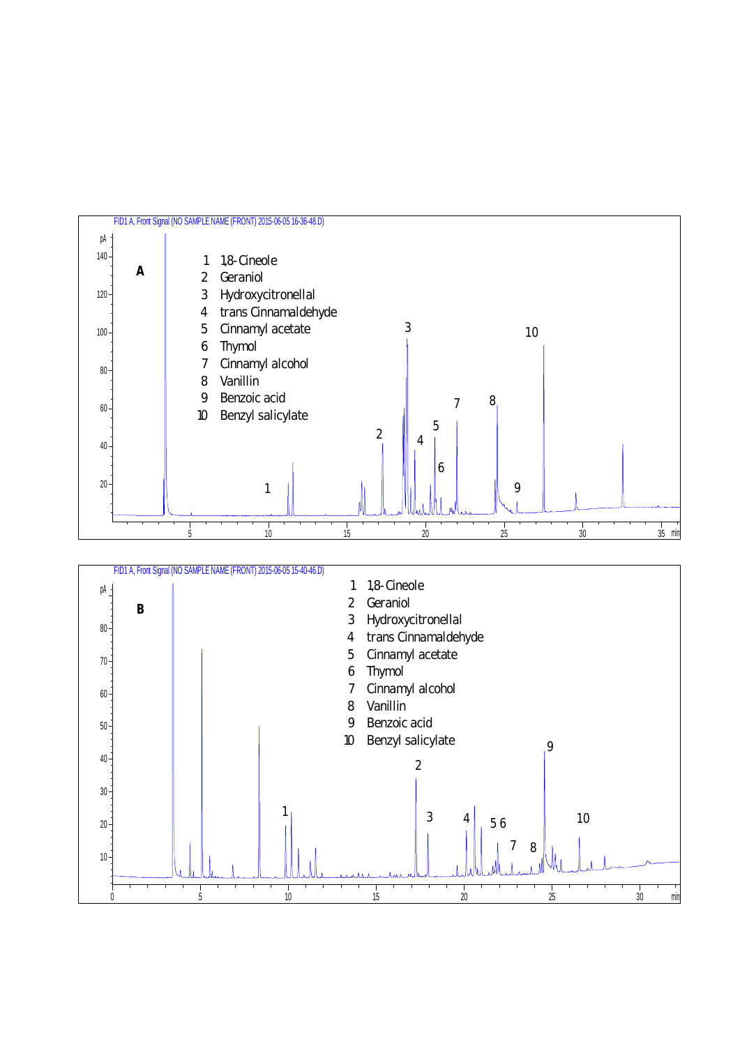FID1 A, Front Signal (NO SAMPLE NAME (FRONT) 2015-06-05 16-36-48.D)

**A**

1. 1,8-Cineole
2. Geraniol
3. Hydroxycitronellal
4. trans Cinnamaldehyde
5. Cinnamyl acetate
6. Thymol
7. Cinnamyl alcohol
8. Vanillin
9. Benzoic acid
10. Benzyl salicylate

FID1 A, Front Signal (NO SAMPLE NAME (FRONT) 2015-06-05 15-40-46.D)

**B**

1. 1,8-Cineole
2. Geraniol
3. Hydroxycitronellal
4. trans Cinnamaldehyde
5. Cinnamyl acetate
6. Thymol
7. Cinnamyl alcohol
8. Vanillin
9. Benzoic acid
10. Benzyl salicylate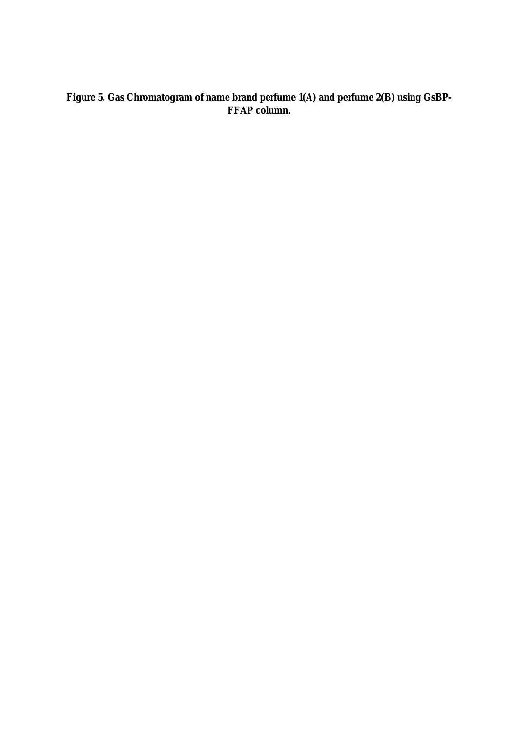**Figure 5. Gas Chromatogram of name brand perfume 1(A) and perfume 2(B) using GsBP-FFAP column.**